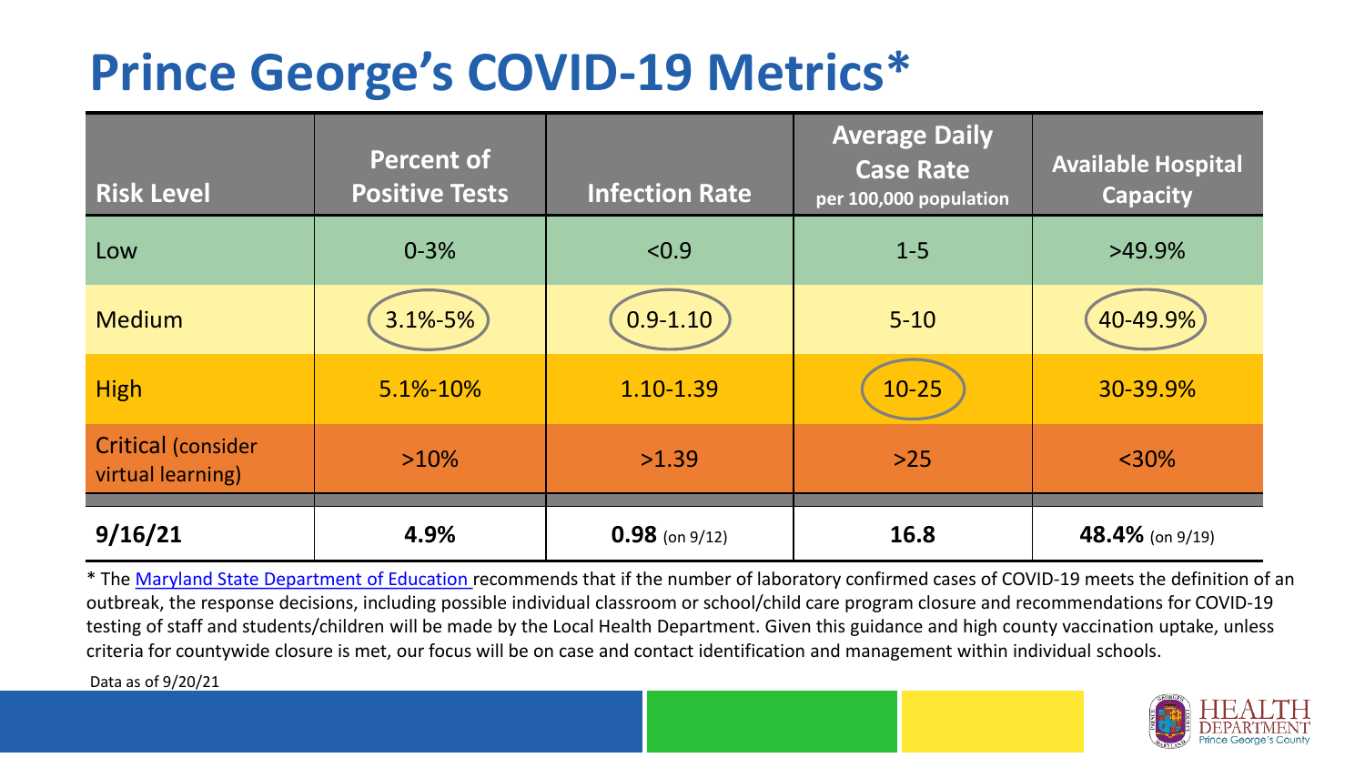# Prince George's COVID-19 Metrics*

| Risk Level | Percent of Positive Tests | Infection Rate | Average Daily Case Rate per 100,000 population | Available Hospital Capacity |
|---|---|---|---|---|
| Low | 0-3% | <0.9 | 1-5 | >49.9% |
| Medium | 3.1%-5% | 0.9-1.10 | 5-10 | 40-49.9% |
| High | 5.1%-10% | 1.10-1.39 | 10-25 | 30-39.9% |
| Critical (consider virtual learning) | >10% | >1.39 | >25 | <30% |
| **9/16/21** | **4.9%** | **0.98** (on 9/12) | **16.8** | **48.4%** (on 9/19) |

* The Maryland State Department of Education recommends that if the number of laboratory confirmed cases of COVID-19 meets the definition of an outbreak, the response decisions, including possible individual classroom or school/child care program closure and recommendations for COVID-19 testing of staff and students/children will be made by the Local Health Department. Given this guidance and high county vaccination uptake, unless criteria for countywide closure is met, our focus will be on case and contact identification and management within individual schools.

Data as of 9/20/21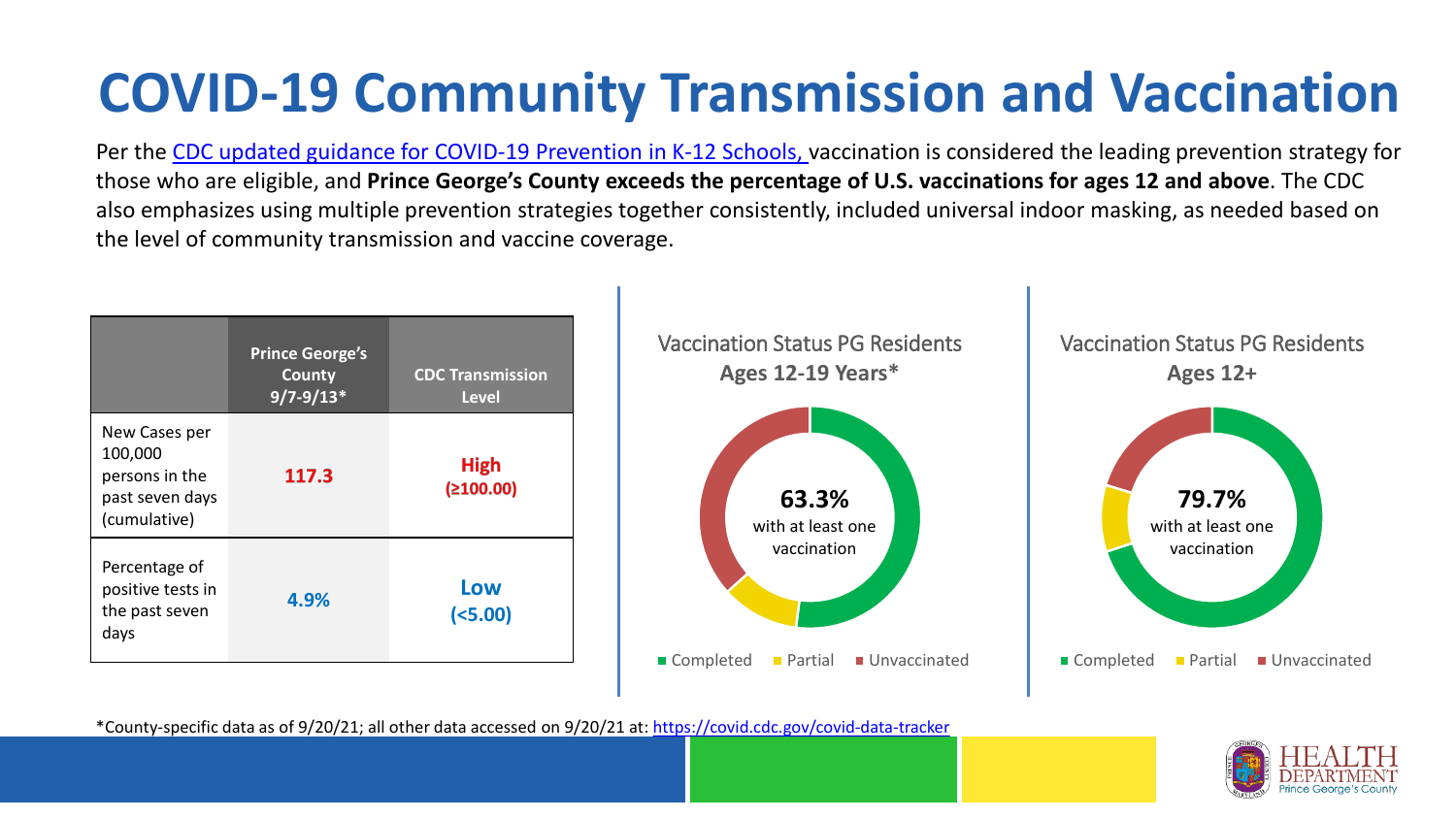# COVID-19 Community Transmission and Vaccination

Per the CDC updated guidance for COVID-19 Prevention in K-12 Schools, vaccination is considered the leading prevention strategy for those who are eligible, and **Prince George's County exceeds the percentage of U.S. vaccinations for ages 12 and above**. The CDC also emphasizes using multiple prevention strategies together consistently, included universal indoor masking, as needed based on the level of community transmission and vaccine coverage.

| | Prince George's County 9/7-9/13* | CDC Transmission Level |
|---|---|---|
| New Cases per 100,000 persons in the past seven days (cumulative) | **117.3** | **High (≥100.00)** |
| Percentage of positive tests in the past seven days | **4.9%** | **Low (<5.00)** |

Vaccination Status PG Residents
**Ages 12-19 Years***

**63.3%** with at least one vaccination

■ Completed ■ Partial ■ Unvaccinated

Vaccination Status PG Residents
**Ages 12+**

**79.7%** with at least one vaccination

■ Completed ■ Partial ■ Unvaccinated

*County-specific data as of 9/20/21; all other data accessed on 9/20/21 at: https://covid.cdc.gov/covid-data-tracker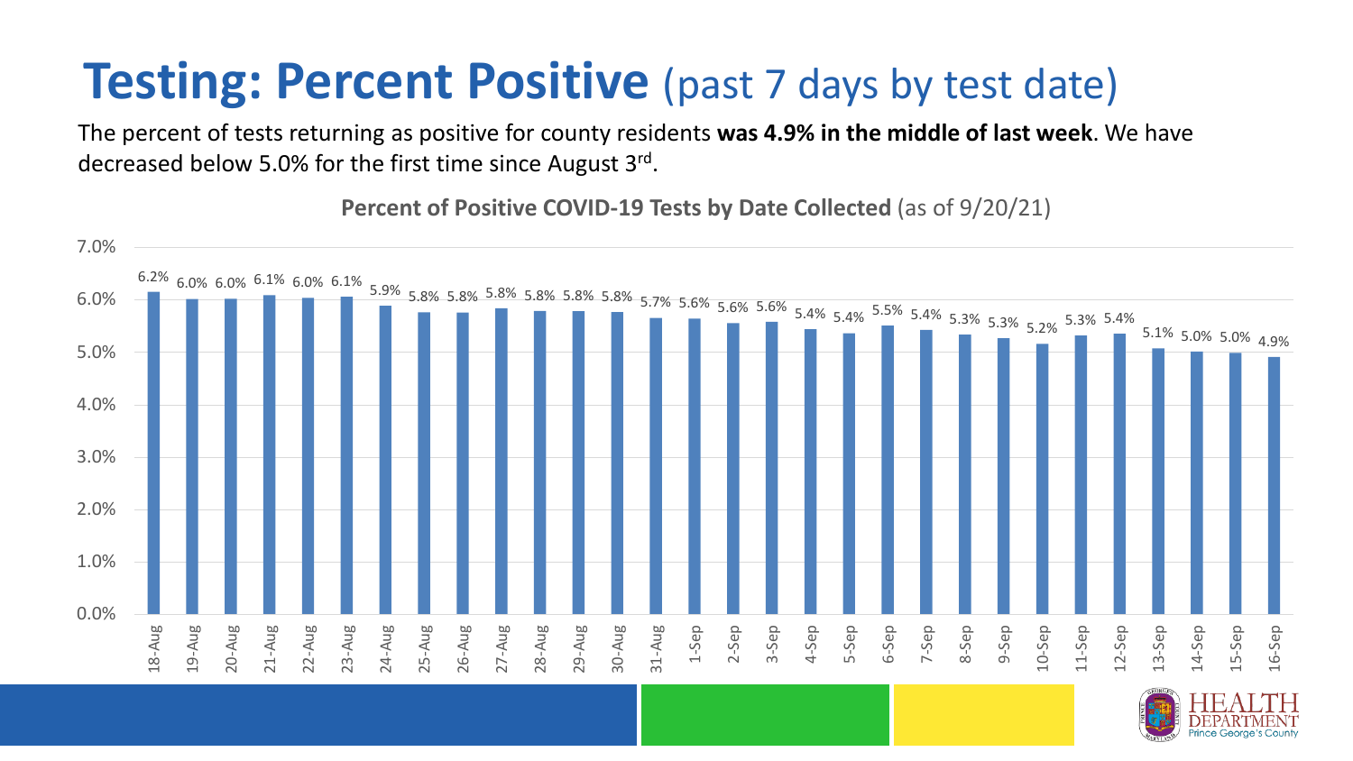# **Testing: Percent Positive** (past 7 days by test date)

The percent of tests returning as positive for county residents **was 4.9% in the middle of last week**. We have decreased below 5.0% for the first time since August 3rd.

**Percent of Positive COVID-19 Tests by Date Collected** (as of 9/20/21)

| Date | Percent Positive |
|---|---|
| 18-Aug | 6.2% |
| 19-Aug | 6.0% |
| 20-Aug | 6.0% |
| 21-Aug | 6.1% |
| 22-Aug | 6.0% |
| 23-Aug | 6.1% |
| 24-Aug | 5.9% |
| 25-Aug | 5.8% |
| 26-Aug | 5.8% |
| 27-Aug | 5.8% |
| 28-Aug | 5.8% |
| 29-Aug | 5.8% |
| 30-Aug | 5.8% |
| 31-Aug | 5.7% |
| 1-Sep | 5.6% |
| 2-Sep | 5.6% |
| 3-Sep | 5.6% |
| 4-Sep | 5.4% |
| 5-Sep | 5.4% |
| 6-Sep | 5.5% |
| 7-Sep | 5.4% |
| 8-Sep | 5.3% |
| 9-Sep | 5.3% |
| 10-Sep | 5.2% |
| 11-Sep | 5.3% |
| 12-Sep | 5.4% |
| 13-Sep | 5.1% |
| 14-Sep | 5.0% |
| 15-Sep | 5.0% |
| 16-Sep | 4.9% |

HEALTH DEPARTMENT Prince George's County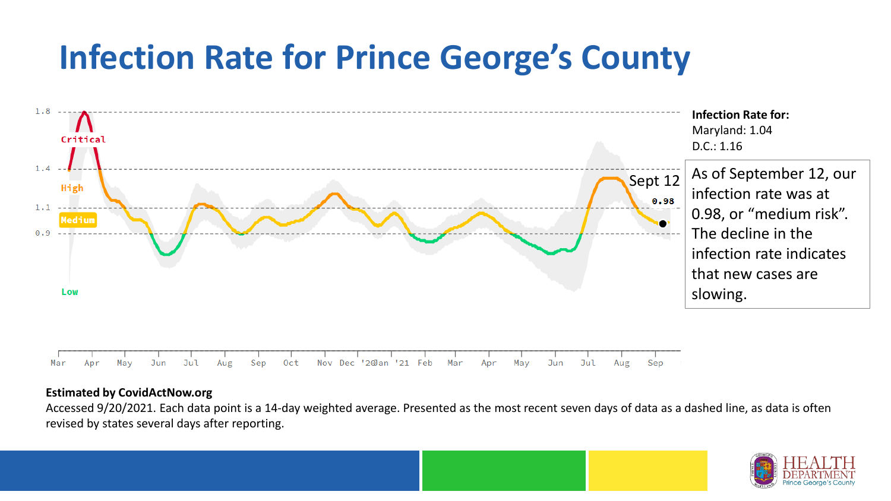# Infection Rate for Prince George's County

1.8

Critical

1.4

High

1.1

Medium

0.9

Low

Sept 12

0.98

Mar Apr May Jun Jul Aug Sep Oct Nov Dec '20 Jan '21 Feb Mar Apr May Jun Jul Aug Sep

**Infection Rate for:**
Maryland: 1.04
D.C.: 1.16

As of September 12, our infection rate was at 0.98, or "medium risk". The decline in the infection rate indicates that new cases are slowing.

**Estimated by CovidActNow.org**

Accessed 9/20/2021. Each data point is a 14-day weighted average. Presented as the most recent seven days of data as a dashed line, as data is often revised by states several days after reporting.

HEALTH DEPARTMENT Prince George's County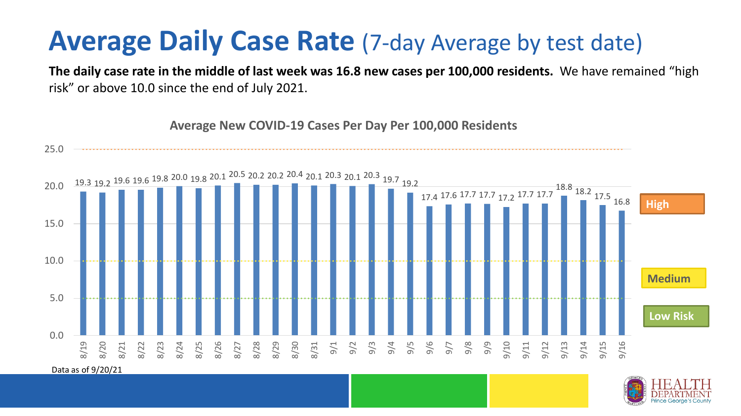# Average Daily Case Rate (7-day Average by test date)

**The daily case rate in the middle of last week was 16.8 new cases per 100,000 residents.** We have remained "high risk" or above 10.0 since the end of July 2021.

**Average New COVID-19 Cases Per Day Per 100,000 Residents**

| Date | Rate |
| --- | --- |
| 8/19 | 19.3 |
| 8/20 | 19.2 |
| 8/21 | 19.6 |
| 8/22 | 19.6 |
| 8/23 | 19.8 |
| 8/24 | 20.0 |
| 8/25 | 19.8 |
| 8/26 | 20.1 |
| 8/27 | 20.5 |
| 8/28 | 20.2 |
| 8/29 | 20.2 |
| 8/30 | 20.4 |
| 8/31 | 20.1 |
| 9/1 | 20.3 |
| 9/2 | 20.1 |
| 9/3 | 20.3 |
| 9/4 | 19.7 |
| 9/5 | 19.2 |
| 9/6 | 17.4 |
| 9/7 | 17.6 |
| 9/8 | 17.7 |
| 9/9 | 17.7 |
| 9/10 | 17.2 |
| 9/11 | 17.7 |
| 9/12 | 17.7 |
| 9/13 | 18.8 |
| 9/14 | 18.2 |
| 9/15 | 17.5 |
| 9/16 | 16.8 |

High | Medium | Low Risk

Data as of 9/20/21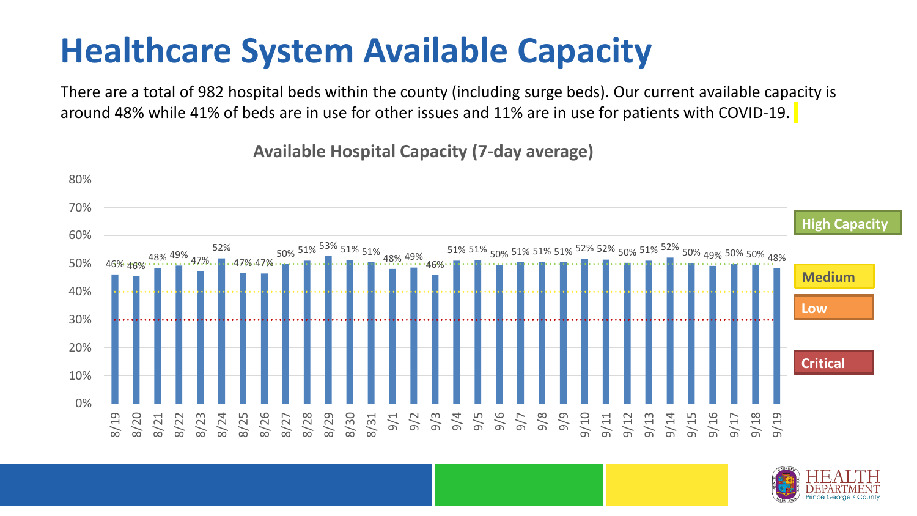# Healthcare System Available Capacity

There are a total of 982 hospital beds within the county (including surge beds). Our current available capacity is around 48% while 41% of beds are in use for other issues and 11% are in use for patients with COVID-19.

**Available Hospital Capacity (7-day average)**

80%
70%
60%
50%
40%
30%
20%
10%
0%

46% 46% 48% 49% 47% 52% 47% 47% 50% 51% 53% 51% 51% 48% 49% 46% 51% 51% 50% 51% 51% 51% 52% 52% 50% 51% 52% 50% 49% 50% 50% 48%

8/19 8/20 8/21 8/22 8/23 8/24 8/25 8/26 8/27 8/28 8/29 8/30 8/31 9/1 9/2 9/3 9/4 9/5 9/6 9/7 9/8 9/9 9/10 9/11 9/12 9/13 9/14 9/15 9/16 9/17 9/18 9/19

High Capacity
Medium
Low
Critical

HEALTH DEPARTMENT
Prince George's County